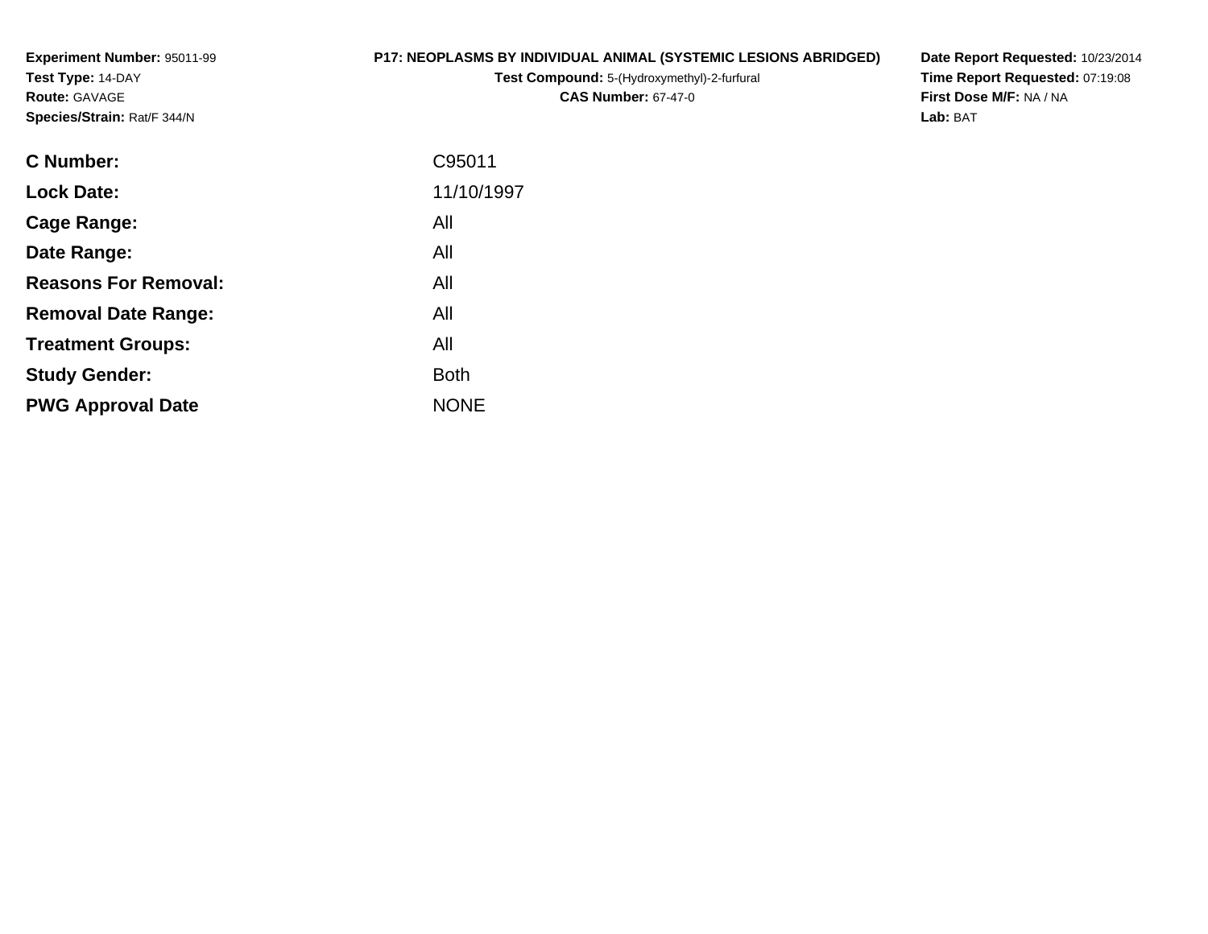**Experiment Number:** 95011-99
**Test Type:** 14-DAY
**Route:** GAVAGE
**Species/Strain:** Rat/F 344/N

**P17: NEOPLASMS BY INDIVIDUAL ANIMAL (SYSTEMIC LESIONS ABRIDGED)**
**Test Compound:** 5-(Hydroxymethyl)-2-furfural
**CAS Number:** 67-47-0

**Date Report Requested:** 10/23/2014
**Time Report Requested:** 07:19:08
**First Dose M/F:** NA / NA
**Lab:** BAT

| | |
|---|---|
| **C Number:** | C95011 |
| **Lock Date:** | 11/10/1997 |
| **Cage Range:** | All |
| **Date Range:** | All |
| **Reasons For Removal:** | All |
| **Removal Date Range:** | All |
| **Treatment Groups:** | All |
| **Study Gender:** | Both |
| **PWG Approval Date** | NONE |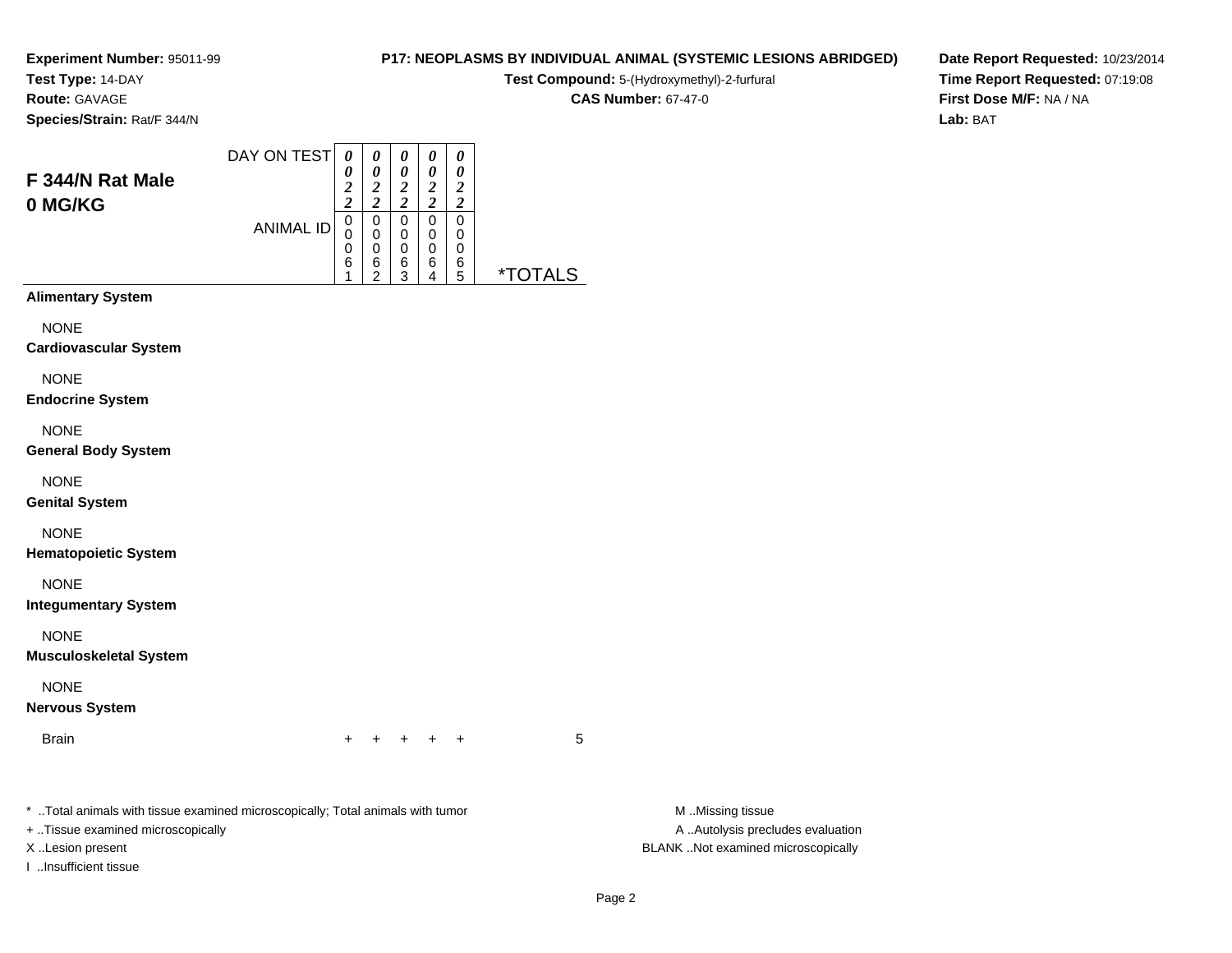**Experiment Number:** 95011-99
**Test Type:** 14-DAY
**Route:** GAVAGE
**Species/Strain:** Rat/F 344/N

**P17: NEOPLASMS BY INDIVIDUAL ANIMAL (SYSTEMIC LESIONS ABRIDGED)**
**Test Compound:** 5-(Hydroxymethyl)-2-furfural
**CAS Number:** 67-47-0

**Date Report Requested:** 10/23/2014
**Time Report Requested:** 07:19:08
**First Dose M/F:** NA / NA
**Lab:** BAT

## F 344/N Rat Male
## 0 MG/KG

| | | | | | | |
|---|---|---|---|---|---|---|
| DAY ON TEST | 0022 | 0022 | 0022 | 0022 | 0022 | |
| ANIMAL ID | 00061 | 00062 | 00063 | 00064 | 00065 | *TOTALS |
| **Alimentary System** | | | | | | |
| NONE | | | | | | |
| **Cardiovascular System** | | | | | | |
| NONE | | | | | | |
| **Endocrine System** | | | | | | |
| NONE | | | | | | |
| **General Body System** | | | | | | |
| NONE | | | | | | |
| **Genital System** | | | | | | |
| NONE | | | | | | |
| **Hematopoietic System** | | | | | | |
| NONE | | | | | | |
| **Integumentary System** | | | | | | |
| NONE | | | | | | |
| **Musculoskeletal System** | | | | | | |
| NONE | | | | | | |
| **Nervous System** | | | | | | |
| Brain | + | + | + | + | + | 5 |

* ..Total animals with tissue examined microscopically; Total animals with tumor
+ ..Tissue examined microscopically
X ..Lesion present
I ..Insufficient tissue

M ..Missing tissue
A ..Autolysis precludes evaluation
BLANK ..Not examined microscopically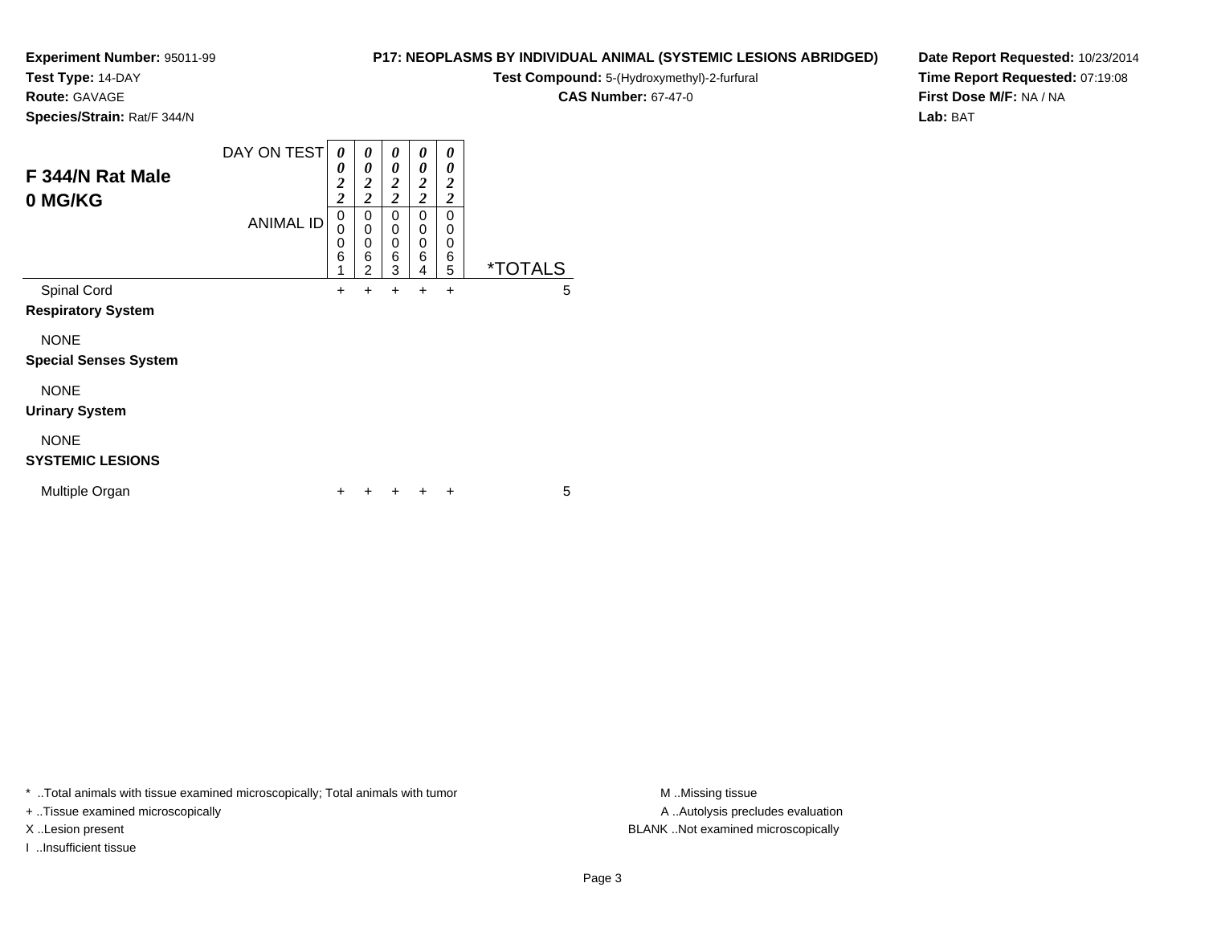**Experiment Number:** 95011-99
**Test Type:** 14-DAY
**Route:** GAVAGE
**Species/Strain:** Rat/F 344/N

**P17: NEOPLASMS BY INDIVIDUAL ANIMAL (SYSTEMIC LESIONS ABRIDGED)**
**Test Compound:** 5-(Hydroxymethyl)-2-furfural
**CAS Number:** 67-47-0

**Date Report Requested:** 10/23/2014
**Time Report Requested:** 07:19:08
**First Dose M/F:** NA / NA
**Lab:** BAT

## F 344/N Rat Male 0 MG/KG

| DAY ON TEST | 0022 | 0022 | 0022 | 0022 | 0022 | |
|---|---|---|---|---|---|---|
| ANIMAL ID | 00061 | 00062 | 00063 | 00064 | 00065 | *TOTALS |
| Spinal Cord | + | + | + | + | + | 5 |
| **Respiratory System** | | | | | | |
| NONE | | | | | | |
| **Special Senses System** | | | | | | |
| NONE | | | | | | |
| **Urinary System** | | | | | | |
| NONE | | | | | | |
| **SYSTEMIC LESIONS** | | | | | | |
| Multiple Organ | + | + | + | + | + | 5 |

* ..Total animals with tissue examined microscopically; Total animals with tumor
+ ..Tissue examined microscopically
X ..Lesion present
I ..Insufficient tissue

M ..Missing tissue
A ..Autolysis precludes evaluation
BLANK ..Not examined microscopically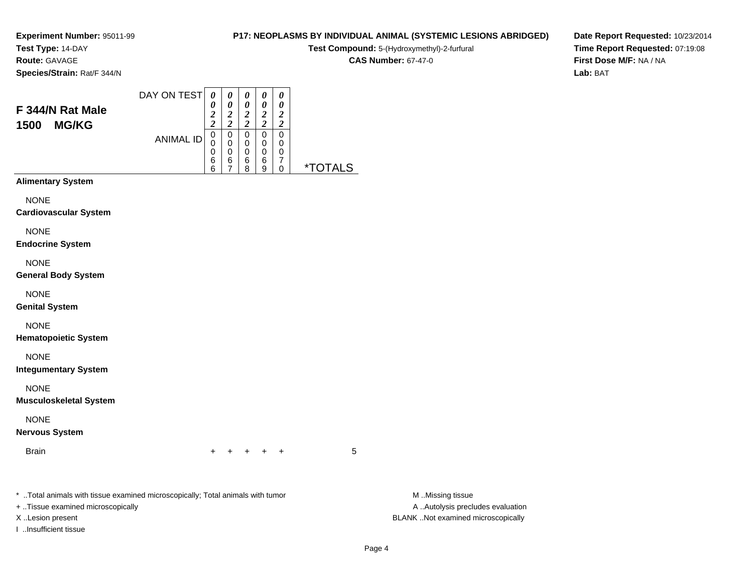**Experiment Number:** 95011-99
**Test Type:** 14-DAY
**Route:** GAVAGE
**Species/Strain:** Rat/F 344/N

**P17: NEOPLASMS BY INDIVIDUAL ANIMAL (SYSTEMIC LESIONS ABRIDGED)**
**Test Compound:** 5-(Hydroxymethyl)-2-furfural
**CAS Number:** 67-47-0

**Date Report Requested:** 10/23/2014
**Time Report Requested:** 07:19:08
**First Dose M/F:** NA / NA
**Lab:** BAT

## F 344/N Rat Male 1500 MG/KG

| DAY ON TEST | 0022 | 0022 | 0022 | 0022 | 0022 | |
|---|---|---|---|---|---|---|
| ANIMAL ID | 00066 | 00067 | 00068 | 00069 | 00070 | *TOTALS |
| **Alimentary System** | | | | | | |
| NONE | | | | | | |
| **Cardiovascular System** | | | | | | |
| NONE | | | | | | |
| **Endocrine System** | | | | | | |
| NONE | | | | | | |
| **General Body System** | | | | | | |
| NONE | | | | | | |
| **Genital System** | | | | | | |
| NONE | | | | | | |
| **Hematopoietic System** | | | | | | |
| NONE | | | | | | |
| **Integumentary System** | | | | | | |
| NONE | | | | | | |
| **Musculoskeletal System** | | | | | | |
| NONE | | | | | | |
| **Nervous System** | | | | | | |
| Brain | + | + | + | + | + | 5 |

* ..Total animals with tissue examined microscopically; Total animals with tumor
+ ..Tissue examined microscopically
X ..Lesion present
I ..Insufficient tissue

M ..Missing tissue
A ..Autolysis precludes evaluation
BLANK ..Not examined microscopically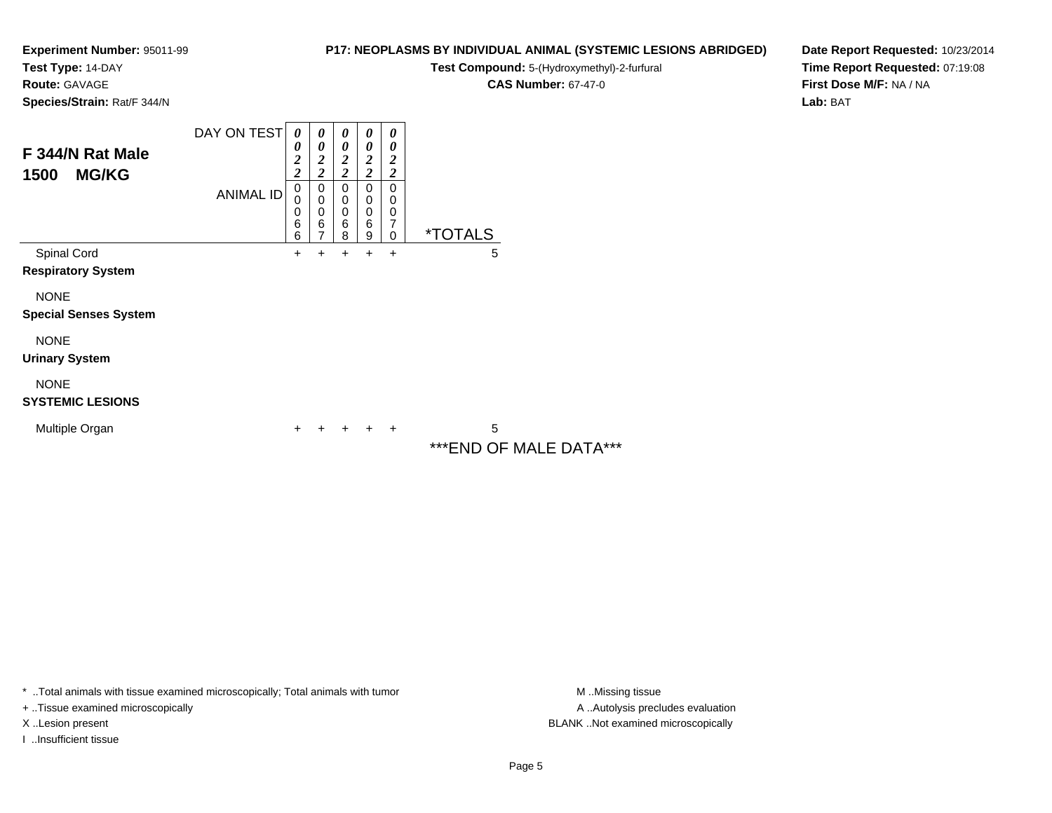**Experiment Number:** 95011-99
**Test Type:** 14-DAY
**Route:** GAVAGE
**Species/Strain:** Rat/F 344/N

**P17: NEOPLASMS BY INDIVIDUAL ANIMAL (SYSTEMIC LESIONS ABRIDGED)**
**Test Compound:** 5-(Hydroxymethyl)-2-furfural
**CAS Number:** 67-47-0

**Date Report Requested:** 10/23/2014
**Time Report Requested:** 07:19:08
**First Dose M/F:** NA / NA
**Lab:** BAT

## F 344/N Rat Male
## 1500 MG/KG

| DAY ON TEST | 0022 | 0022 | 0022 | 0022 | 0022 | |
|---|---|---|---|---|---|---|
| ANIMAL ID | 00066 | 00067 | 00068 | 00069 | 00070 | *TOTALS |
| Spinal Cord | + | + | + | + | + | 5 |
| **Respiratory System** | | | | | | |
| NONE | | | | | | |
| **Special Senses System** | | | | | | |
| NONE | | | | | | |
| **Urinary System** | | | | | | |
| NONE | | | | | | |
| **SYSTEMIC LESIONS** | | | | | | |
| Multiple Organ | + | + | + | + | + | 5 |

***END OF MALE DATA***

* ..Total animals with tissue examined microscopically; Total animals with tumor
+ ..Tissue examined microscopically
X ..Lesion present
I ..Insufficient tissue

M ..Missing tissue
A ..Autolysis precludes evaluation
BLANK ..Not examined microscopically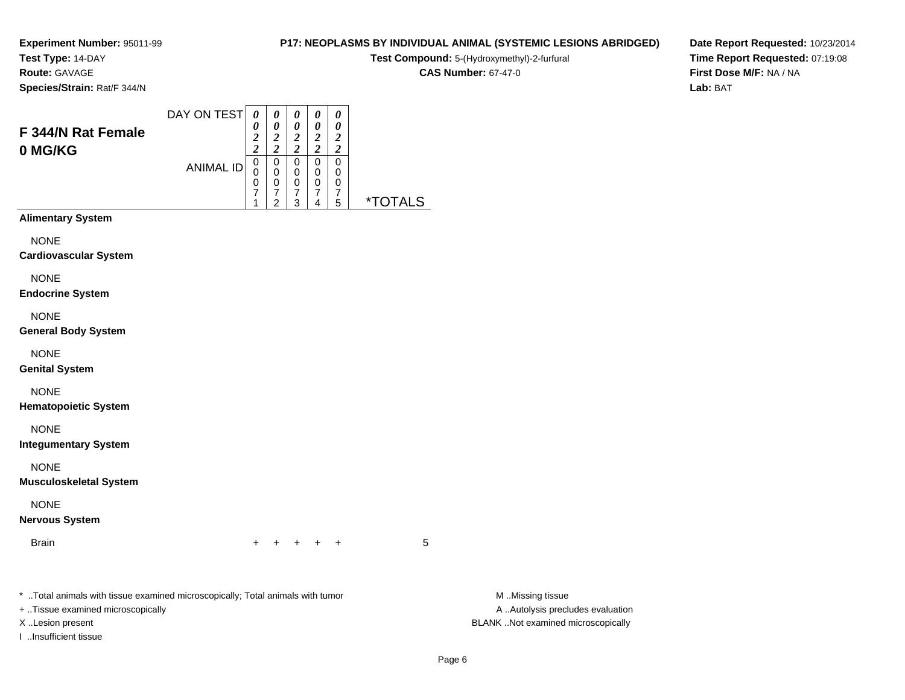**Experiment Number:** 95011-99
**Test Type:** 14-DAY
**Route:** GAVAGE
**Species/Strain:** Rat/F 344/N

**P17: NEOPLASMS BY INDIVIDUAL ANIMAL (SYSTEMIC LESIONS ABRIDGED)**
**Test Compound:** 5-(Hydroxymethyl)-2-furfural
**CAS Number:** 67-47-0

**Date Report Requested:** 10/23/2014
**Time Report Requested:** 07:19:08
**First Dose M/F:** NA / NA
**Lab:** BAT

## F 344/N Rat Female 0 MG/KG

| | | | | | | |
|---|---|---|---|---|---|---|
| DAY ON TEST | 0022 | 0022 | 0022 | 0022 | 0022 | |
| ANIMAL ID | 00071 | 00072 | 00073 | 00074 | 00075 | *TOTALS |
| **Alimentary System** | | | | | | |
| NONE | | | | | | |
| **Cardiovascular System** | | | | | | |
| NONE | | | | | | |
| **Endocrine System** | | | | | | |
| NONE | | | | | | |
| **General Body System** | | | | | | |
| NONE | | | | | | |
| **Genital System** | | | | | | |
| NONE | | | | | | |
| **Hematopoietic System** | | | | | | |
| NONE | | | | | | |
| **Integumentary System** | | | | | | |
| NONE | | | | | | |
| **Musculoskeletal System** | | | | | | |
| NONE | | | | | | |
| **Nervous System** | | | | | | |
| Brain | + | + | + | + | + | 5 |

* ..Total animals with tissue examined microscopically; Total animals with tumor
+ ..Tissue examined microscopically
X ..Lesion present
I ..Insufficient tissue

M ..Missing tissue
A ..Autolysis precludes evaluation
BLANK ..Not examined microscopically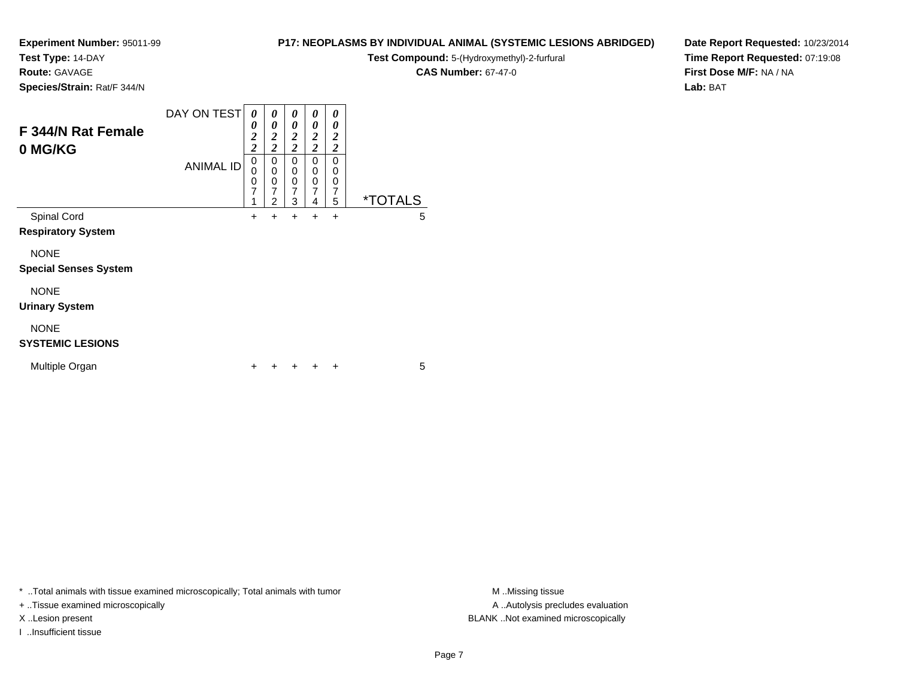**Experiment Number:** 95011-99
**Test Type:** 14-DAY
**Route:** GAVAGE
**Species/Strain:** Rat/F 344/N

**P17: NEOPLASMS BY INDIVIDUAL ANIMAL (SYSTEMIC LESIONS ABRIDGED)**
**Test Compound:** 5-(Hydroxymethyl)-2-furfural
**CAS Number:** 67-47-0

**Date Report Requested:** 10/23/2014
**Time Report Requested:** 07:19:08
**First Dose M/F:** NA / NA
**Lab:** BAT

## F 344/N Rat Female 0 MG/KG

| DAY ON TEST | 0022 | 0022 | 0022 | 0022 | 0022 | |
|---|---|---|---|---|---|---|
| ANIMAL ID | 00071 | 00072 | 00073 | 00074 | 00075 | *TOTALS |
| Spinal Cord | + | + | + | + | + | 5 |
| **Respiratory System** | | | | | | |
| NONE | | | | | | |
| **Special Senses System** | | | | | | |
| NONE | | | | | | |
| **Urinary System** | | | | | | |
| NONE | | | | | | |
| **SYSTEMIC LESIONS** | | | | | | |
| Multiple Organ | + | + | + | + | + | 5 |

* ..Total animals with tissue examined microscopically; Total animals with tumor
+ ..Tissue examined microscopically
X ..Lesion present
I ..Insufficient tissue

M ..Missing tissue
A ..Autolysis precludes evaluation
BLANK ..Not examined microscopically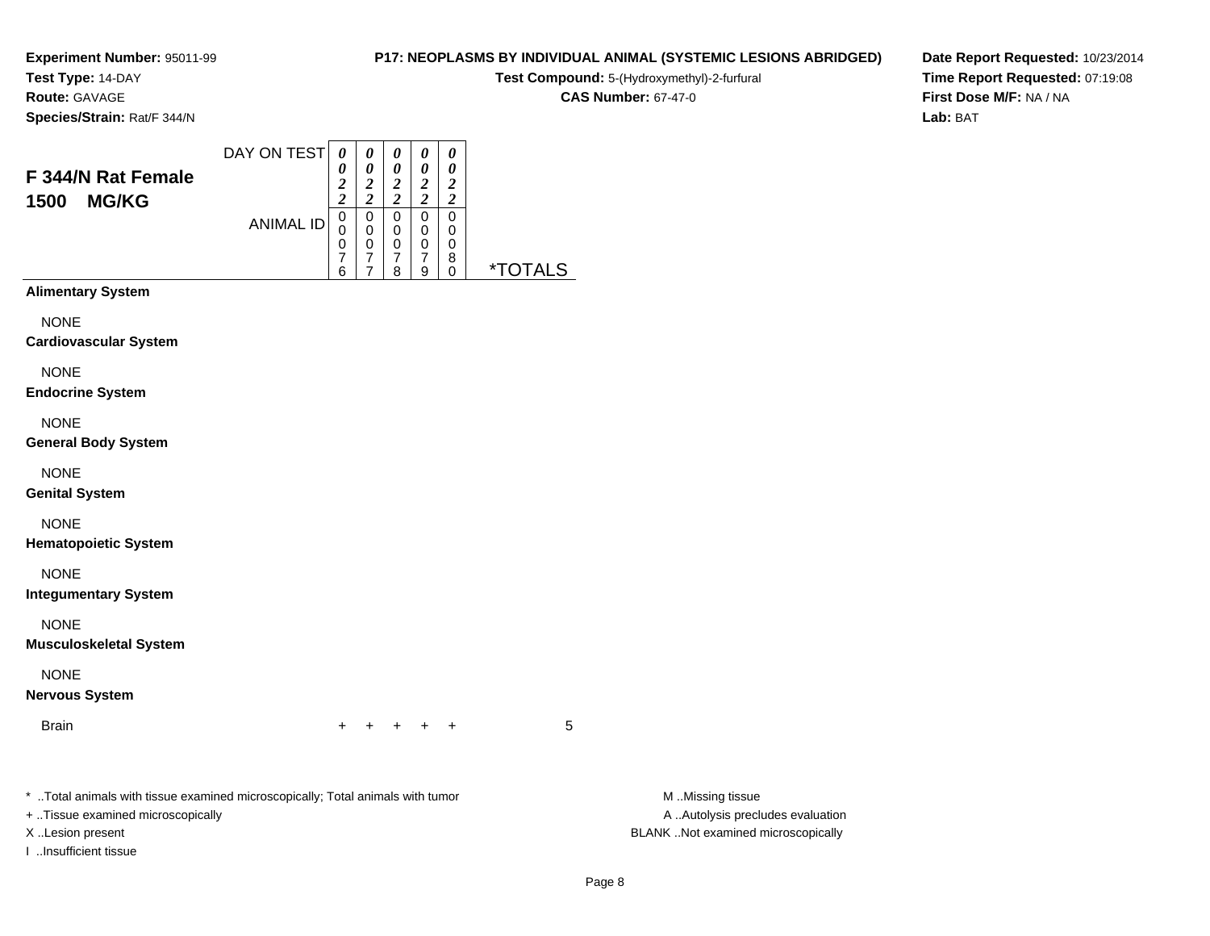**Experiment Number:** 95011-99
**Test Type:** 14-DAY
**Route:** GAVAGE
**Species/Strain:** Rat/F 344/N

**P17: NEOPLASMS BY INDIVIDUAL ANIMAL (SYSTEMIC LESIONS ABRIDGED)**
**Test Compound:** 5-(Hydroxymethyl)-2-furfural
**CAS Number:** 67-47-0

**Date Report Requested:** 10/23/2014
**Time Report Requested:** 07:19:08
**First Dose M/F:** NA / NA
**Lab:** BAT

## F 344/N Rat Female 1500 MG/KG

| DAY ON TEST | 0022 | 0022 | 0022 | 0022 | 0022 | |
|---|---|---|---|---|---|---|
| ANIMAL ID | 00076 | 00077 | 00078 | 00079 | 00080 | *TOTALS |
| **Alimentary System** | | | | | | |
| NONE | | | | | | |
| **Cardiovascular System** | | | | | | |
| NONE | | | | | | |
| **Endocrine System** | | | | | | |
| NONE | | | | | | |
| **General Body System** | | | | | | |
| NONE | | | | | | |
| **Genital System** | | | | | | |
| NONE | | | | | | |
| **Hematopoietic System** | | | | | | |
| NONE | | | | | | |
| **Integumentary System** | | | | | | |
| NONE | | | | | | |
| **Musculoskeletal System** | | | | | | |
| NONE | | | | | | |
| **Nervous System** | | | | | | |
| Brain | + | + | + | + | + | 5 |

* ..Total animals with tissue examined microscopically; Total animals with tumor
+ ..Tissue examined microscopically
X ..Lesion present
I ..Insufficient tissue

M ..Missing tissue
A ..Autolysis precludes evaluation
BLANK ..Not examined microscopically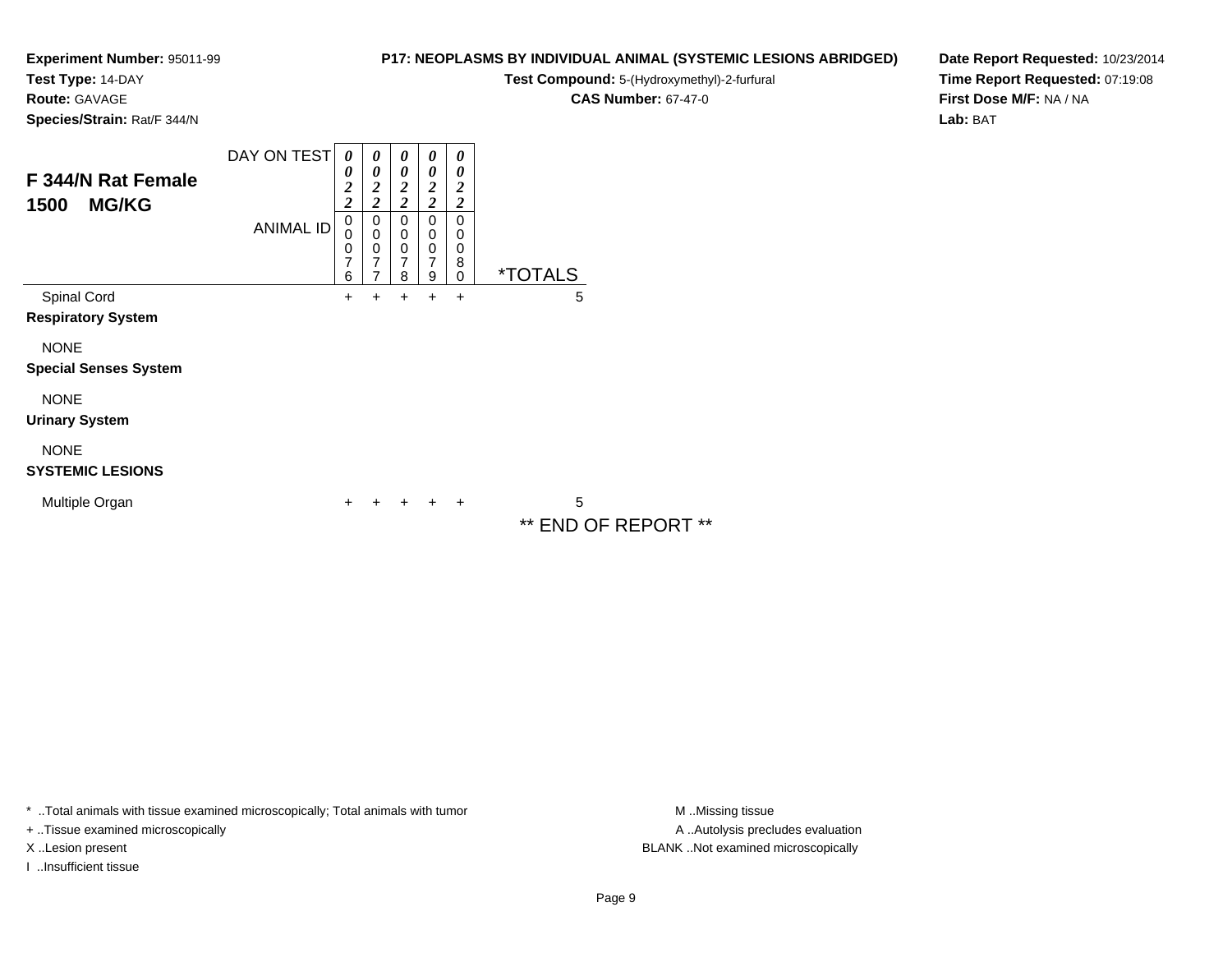**Experiment Number:** 95011-99
**Test Type:** 14-DAY
**Route:** GAVAGE
**Species/Strain:** Rat/F 344/N

**P17: NEOPLASMS BY INDIVIDUAL ANIMAL (SYSTEMIC LESIONS ABRIDGED)**
**Test Compound:** 5-(Hydroxymethyl)-2-furfural
**CAS Number:** 67-47-0

**Date Report Requested:** 10/23/2014
**Time Report Requested:** 07:19:08
**First Dose M/F:** NA / NA
**Lab:** BAT

## F 344/N Rat Female 1500 MG/KG

| DAY ON TEST | 0022 | 0022 | 0022 | 0022 | 0022 | |
|---|---|---|---|---|---|---|
| ANIMAL ID | 00076 | 00077 | 00078 | 00079 | 00080 | *TOTALS |
| Spinal Cord | + | + | + | + | + | 5 |
| **Respiratory System** | | | | | | |
| NONE | | | | | | |
| **Special Senses System** | | | | | | |
| NONE | | | | | | |
| **Urinary System** | | | | | | |
| NONE | | | | | | |
| **SYSTEMIC LESIONS** | | | | | | |
| Multiple Organ | + | + | + | + | + | 5 |

** END OF REPORT **

* ..Total animals with tissue examined microscopically; Total animals with tumor
+ ..Tissue examined microscopically
X ..Lesion present
I ..Insufficient tissue

M ..Missing tissue
A ..Autolysis precludes evaluation
BLANK ..Not examined microscopically